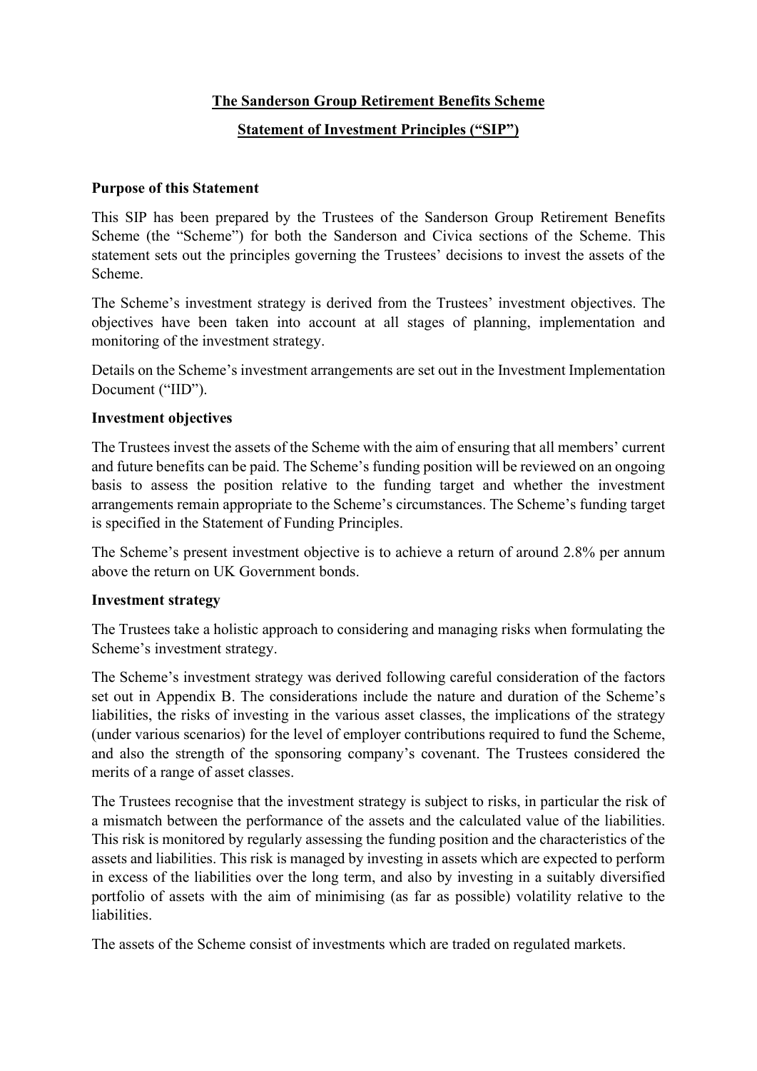# The Sanderson Group Retirement Benefits Scheme

## Statement of Investment Principles ("SIP")

### Purpose of this Statement

This SIP has been prepared by the Trustees of the Sanderson Group Retirement Benefits Scheme (the "Scheme") for both the Sanderson and Civica sections of the Scheme. This statement sets out the principles governing the Trustees' decisions to invest the assets of the Scheme.

The Scheme's investment strategy is derived from the Trustees' investment objectives. The objectives have been taken into account at all stages of planning, implementation and monitoring of the investment strategy.

Details on the Scheme's investment arrangements are set out in the Investment Implementation Document ("IID").

### Investment objectives

The Trustees invest the assets of the Scheme with the aim of ensuring that all members' current and future benefits can be paid. The Scheme's funding position will be reviewed on an ongoing basis to assess the position relative to the funding target and whether the investment arrangements remain appropriate to the Scheme's circumstances. The Scheme's funding target is specified in the Statement of Funding Principles.

The Scheme's present investment objective is to achieve a return of around 2.8% per annum above the return on UK Government bonds.

### Investment strategy

The Trustees take a holistic approach to considering and managing risks when formulating the Scheme's investment strategy.

The Scheme's investment strategy was derived following careful consideration of the factors set out in Appendix B. The considerations include the nature and duration of the Scheme's liabilities, the risks of investing in the various asset classes, the implications of the strategy (under various scenarios) for the level of employer contributions required to fund the Scheme, and also the strength of the sponsoring company's covenant. The Trustees considered the merits of a range of asset classes.

The Trustees recognise that the investment strategy is subject to risks, in particular the risk of a mismatch between the performance of the assets and the calculated value of the liabilities. This risk is monitored by regularly assessing the funding position and the characteristics of the assets and liabilities. This risk is managed by investing in assets which are expected to perform in excess of the liabilities over the long term, and also by investing in a suitably diversified portfolio of assets with the aim of minimising (as far as possible) volatility relative to the liabilities.

The assets of the Scheme consist of investments which are traded on regulated markets.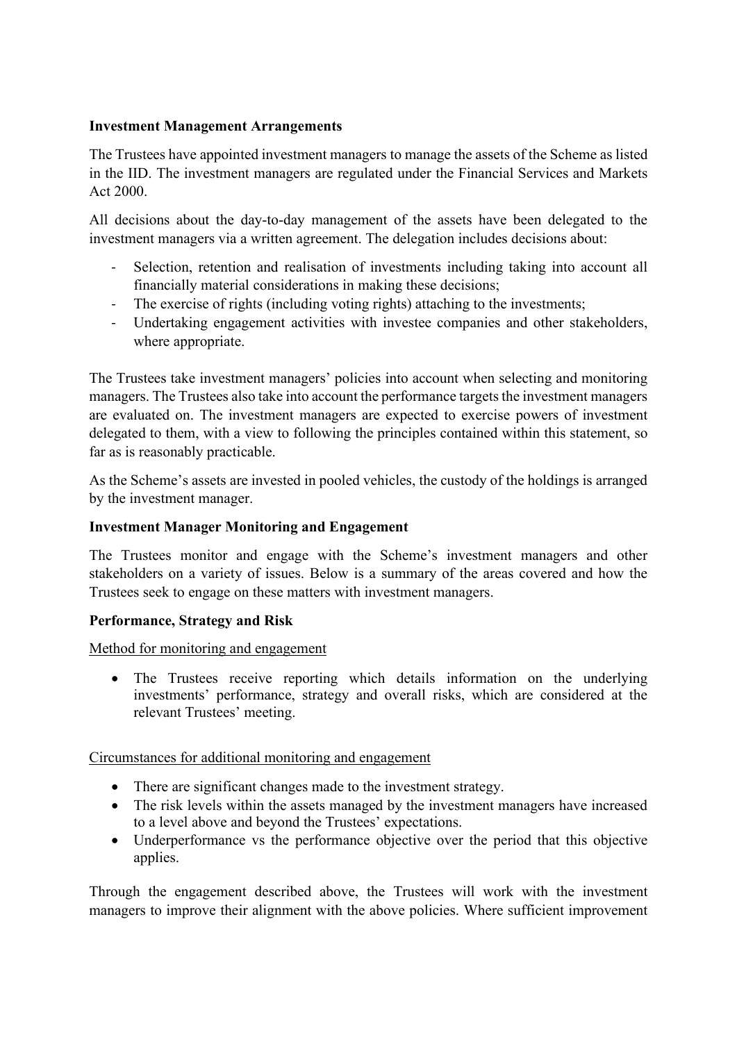**Investment Management Arrangements**

The Trustees have appointed investment managers to manage the assets of the Scheme as listed in the IID. The investment managers are regulated under the Financial Services and Markets Act 2000.

All decisions about the day-to-day management of the assets have been delegated to the investment managers via a written agreement. The delegation includes decisions about:

- Selection, retention and realisation of investments including taking into account all financially material considerations in making these decisions;
- The exercise of rights (including voting rights) attaching to the investments;
- Undertaking engagement activities with investee companies and other stakeholders, where appropriate.

The Trustees take investment managers' policies into account when selecting and monitoring managers. The Trustees also take into account the performance targets the investment managers are evaluated on. The investment managers are expected to exercise powers of investment delegated to them, with a view to following the principles contained within this statement, so far as is reasonably practicable.

As the Scheme's assets are invested in pooled vehicles, the custody of the holdings is arranged by the investment manager.

**Investment Manager Monitoring and Engagement**

The Trustees monitor and engage with the Scheme's investment managers and other stakeholders on a variety of issues. Below is a summary of the areas covered and how the Trustees seek to engage on these matters with investment managers.

**Performance, Strategy and Risk**

Method for monitoring and engagement

- The Trustees receive reporting which details information on the underlying investments' performance, strategy and overall risks, which are considered at the relevant Trustees' meeting.

Circumstances for additional monitoring and engagement

- There are significant changes made to the investment strategy.
- The risk levels within the assets managed by the investment managers have increased to a level above and beyond the Trustees' expectations.
- Underperformance vs the performance objective over the period that this objective applies.

Through the engagement described above, the Trustees will work with the investment managers to improve their alignment with the above policies. Where sufficient improvement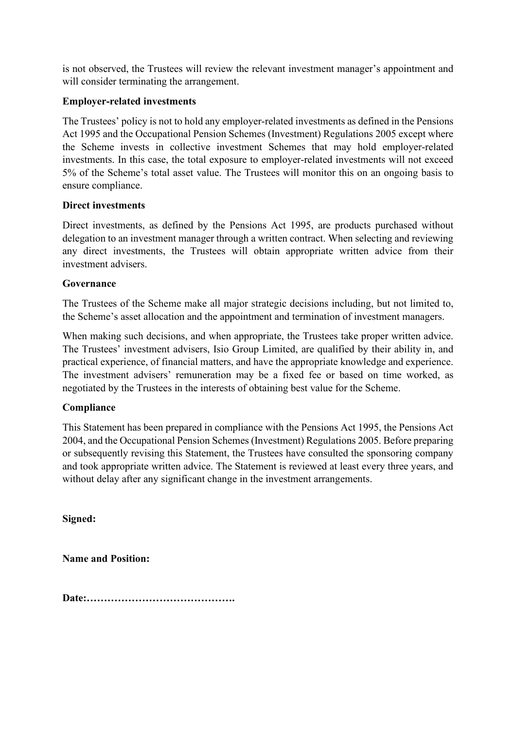is not observed, the Trustees will review the relevant investment manager's appointment and will consider terminating the arrangement.

**Employer-related investments**

The Trustees' policy is not to hold any employer-related investments as defined in the Pensions Act 1995 and the Occupational Pension Schemes (Investment) Regulations 2005 except where the Scheme invests in collective investment Schemes that may hold employer-related investments. In this case, the total exposure to employer-related investments will not exceed 5% of the Scheme's total asset value. The Trustees will monitor this on an ongoing basis to ensure compliance.

**Direct investments**

Direct investments, as defined by the Pensions Act 1995, are products purchased without delegation to an investment manager through a written contract. When selecting and reviewing any direct investments, the Trustees will obtain appropriate written advice from their investment advisers.

**Governance**

The Trustees of the Scheme make all major strategic decisions including, but not limited to, the Scheme's asset allocation and the appointment and termination of investment managers.

When making such decisions, and when appropriate, the Trustees take proper written advice. The Trustees' investment advisers, Isio Group Limited, are qualified by their ability in, and practical experience, of financial matters, and have the appropriate knowledge and experience. The investment advisers' remuneration may be a fixed fee or based on time worked, as negotiated by the Trustees in the interests of obtaining best value for the Scheme.

**Compliance**

This Statement has been prepared in compliance with the Pensions Act 1995, the Pensions Act 2004, and the Occupational Pension Schemes (Investment) Regulations 2005. Before preparing or subsequently revising this Statement, the Trustees have consulted the sponsoring company and took appropriate written advice. The Statement is reviewed at least every three years, and without delay after any significant change in the investment arrangements.

**Signed:**

**Name and Position:**

**Date:…………………………………….**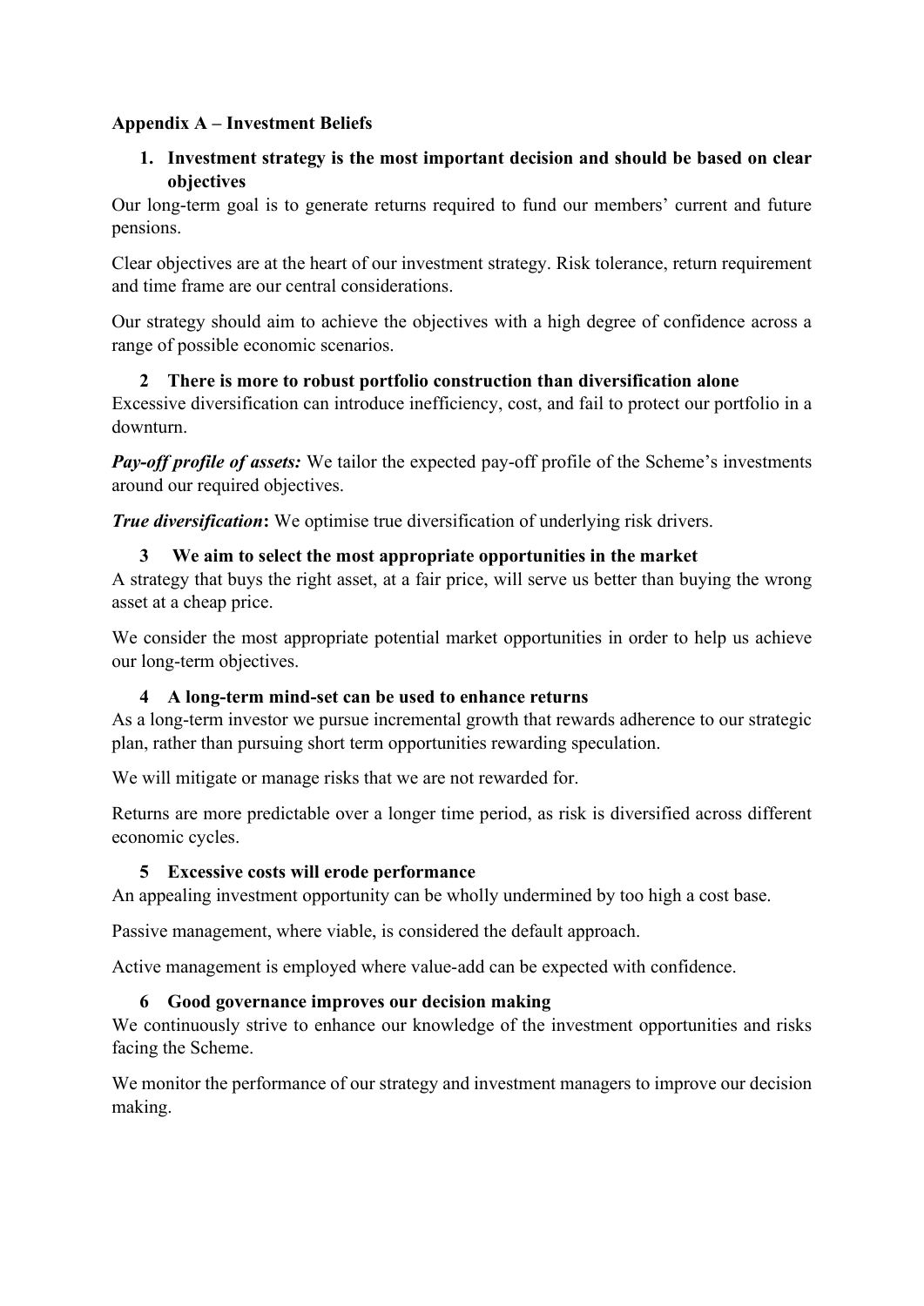**Appendix A – Investment Beliefs**

1. **Investment strategy is the most important decision and should be based on clear objectives**

Our long-term goal is to generate returns required to fund our members' current and future pensions.

Clear objectives are at the heart of our investment strategy. Risk tolerance, return requirement and time frame are our central considerations.

Our strategy should aim to achieve the objectives with a high degree of confidence across a range of possible economic scenarios.

2. **There is more to robust portfolio construction than diversification alone**

Excessive diversification can introduce inefficiency, cost, and fail to protect our portfolio in a downturn.

***Pay-off profile of assets:*** We tailor the expected pay-off profile of the Scheme's investments around our required objectives.

***True diversification*:** We optimise true diversification of underlying risk drivers.

3. **We aim to select the most appropriate opportunities in the market**

A strategy that buys the right asset, at a fair price, will serve us better than buying the wrong asset at a cheap price.

We consider the most appropriate potential market opportunities in order to help us achieve our long-term objectives.

4. **A long-term mind-set can be used to enhance returns**

As a long-term investor we pursue incremental growth that rewards adherence to our strategic plan, rather than pursuing short term opportunities rewarding speculation.

We will mitigate or manage risks that we are not rewarded for.

Returns are more predictable over a longer time period, as risk is diversified across different economic cycles.

5. **Excessive costs will erode performance**

An appealing investment opportunity can be wholly undermined by too high a cost base.

Passive management, where viable, is considered the default approach.

Active management is employed where value-add can be expected with confidence.

6. **Good governance improves our decision making**

We continuously strive to enhance our knowledge of the investment opportunities and risks facing the Scheme.

We monitor the performance of our strategy and investment managers to improve our decision making.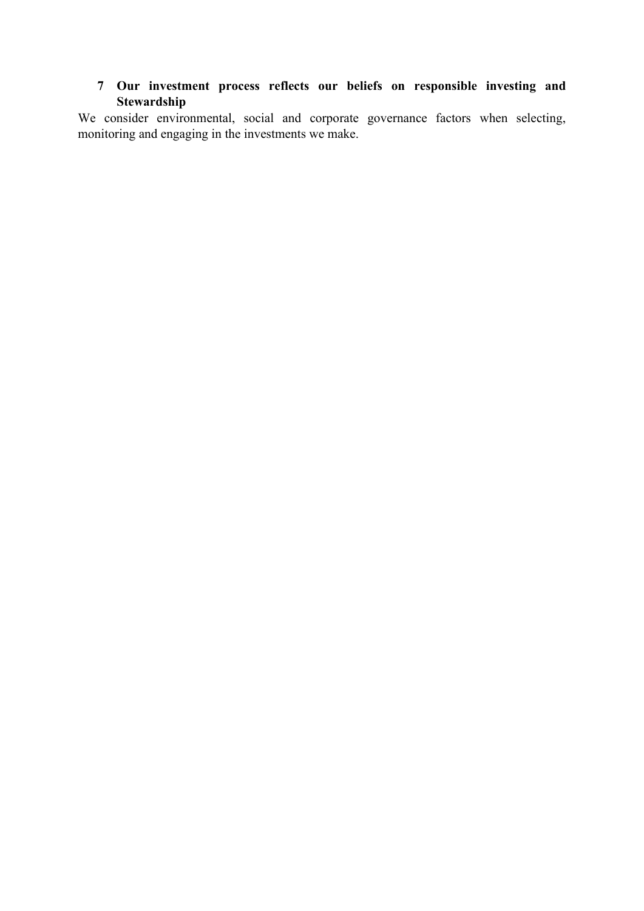## 7 Our investment process reflects our beliefs on responsible investing and Stewardship

We consider environmental, social and corporate governance factors when selecting, monitoring and engaging in the investments we make.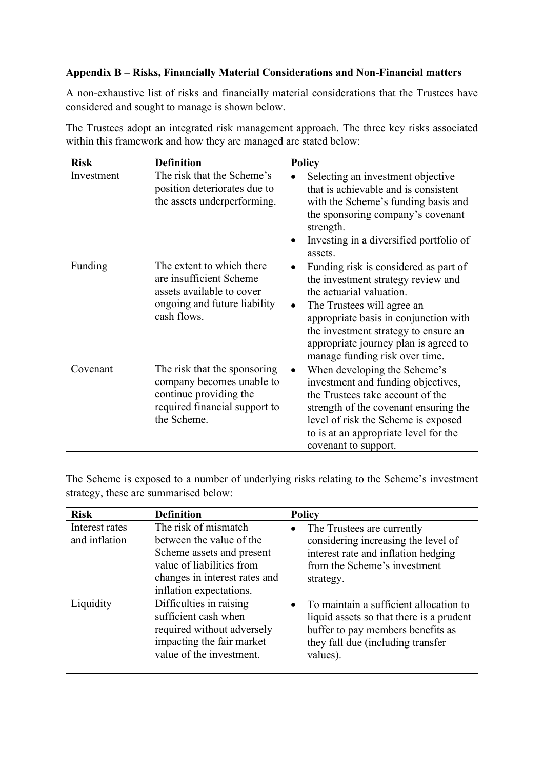**Appendix B – Risks, Financially Material Considerations and Non-Financial matters**

A non-exhaustive list of risks and financially material considerations that the Trustees have considered and sought to manage is shown below.

The Trustees adopt an integrated risk management approach. The three key risks associated within this framework and how they are managed are stated below:

| Risk | Definition | Policy |
|---|---|---|
| Investment | The risk that the Scheme's position deteriorates due to the assets underperforming. | • Selecting an investment objective that is achievable and is consistent with the Scheme's funding basis and the sponsoring company's covenant strength.<br>• Investing in a diversified portfolio of assets. |
| Funding | The extent to which there are insufficient Scheme assets available to cover ongoing and future liability cash flows. | • Funding risk is considered as part of the investment strategy review and the actuarial valuation.<br>• The Trustees will agree an appropriate basis in conjunction with the investment strategy to ensure an appropriate journey plan is agreed to manage funding risk over time. |
| Covenant | The risk that the sponsoring company becomes unable to continue providing the required financial support to the Scheme. | • When developing the Scheme's investment and funding objectives, the Trustees take account of the strength of the covenant ensuring the level of risk the Scheme is exposed to is at an appropriate level for the covenant to support. |

The Scheme is exposed to a number of underlying risks relating to the Scheme's investment strategy, these are summarised below:

| Risk | Definition | Policy |
|---|---|---|
| Interest rates and inflation | The risk of mismatch between the value of the Scheme assets and present value of liabilities from changes in interest rates and inflation expectations. | • The Trustees are currently considering increasing the level of interest rate and inflation hedging from the Scheme's investment strategy. |
| Liquidity | Difficulties in raising sufficient cash when required without adversely impacting the fair market value of the investment. | • To maintain a sufficient allocation to liquid assets so that there is a prudent buffer to pay members benefits as they fall due (including transfer values). |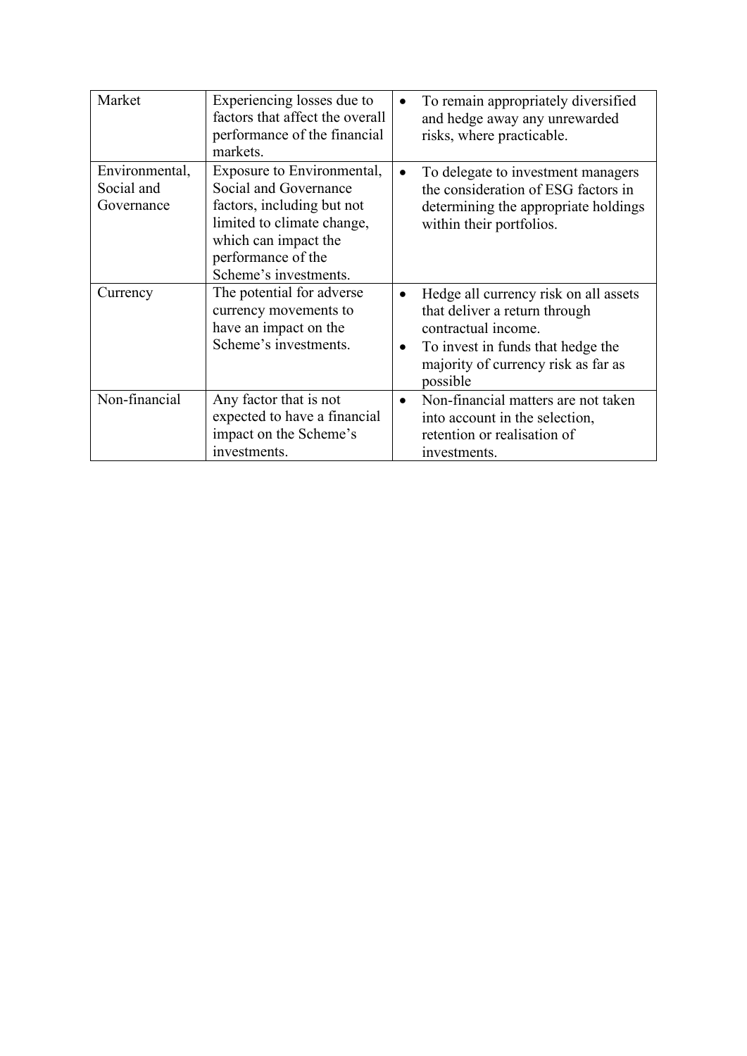| | | |
|---|---|---|
| Market | Experiencing losses due to factors that affect the overall performance of the financial markets. | • To remain appropriately diversified and hedge away any unrewarded risks, where practicable. |
| Environmental, Social and Governance | Exposure to Environmental, Social and Governance factors, including but not limited to climate change, which can impact the performance of the Scheme's investments. | • To delegate to investment managers the consideration of ESG factors in determining the appropriate holdings within their portfolios. |
| Currency | The potential for adverse currency movements to have an impact on the Scheme's investments. | • Hedge all currency risk on all assets that deliver a return through contractual income.<br>• To invest in funds that hedge the majority of currency risk as far as possible |
| Non-financial | Any factor that is not expected to have a financial impact on the Scheme's investments. | • Non-financial matters are not taken into account in the selection, retention or realisation of investments. |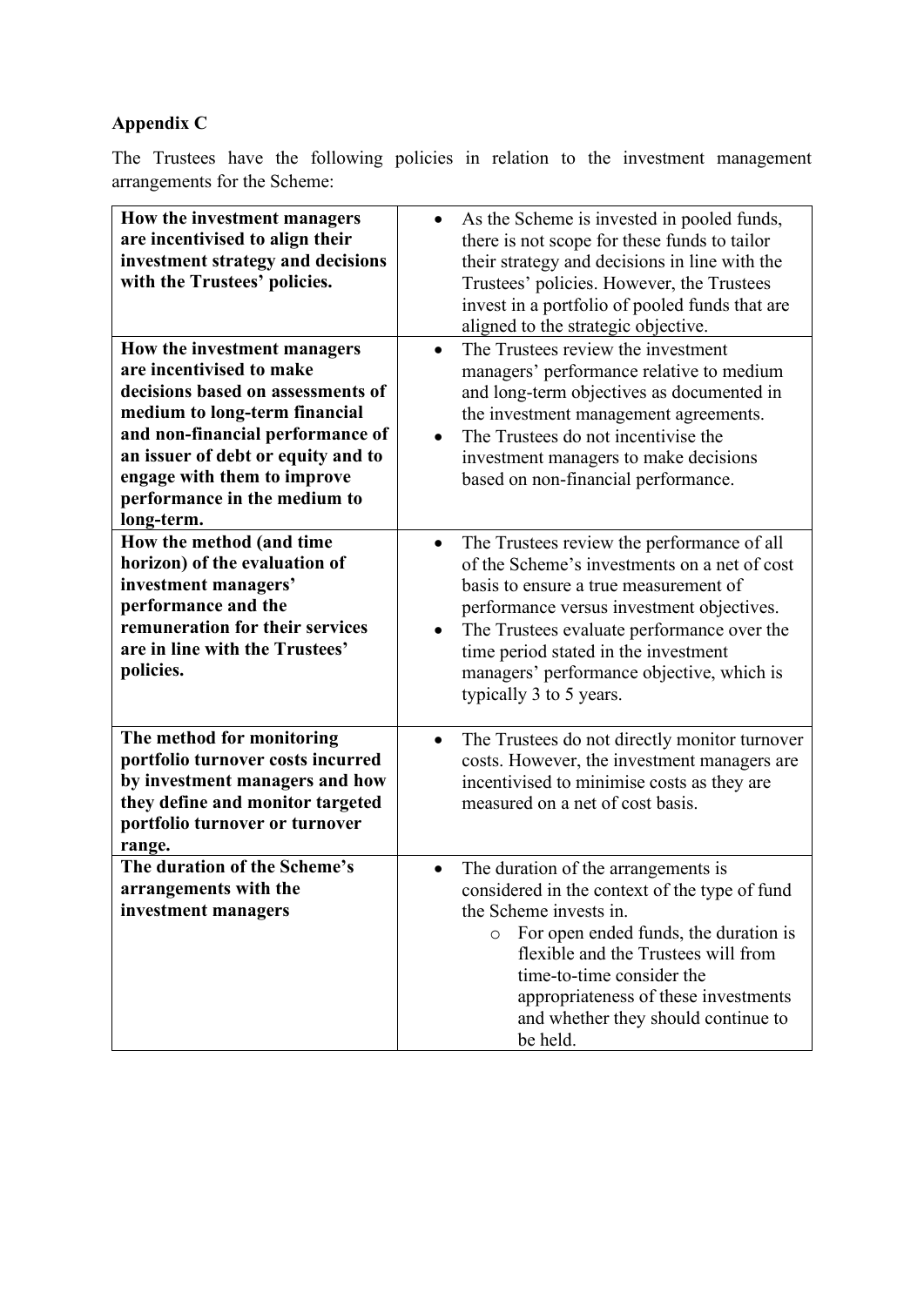**Appendix C**

The Trustees have the following policies in relation to the investment management arrangements for the Scheme:

| | |
|---|---|
| **How the investment managers are incentivised to align their investment strategy and decisions with the Trustees' policies.** | • As the Scheme is invested in pooled funds, there is not scope for these funds to tailor their strategy and decisions in line with the Trustees' policies. However, the Trustees invest in a portfolio of pooled funds that are aligned to the strategic objective. |
| **How the investment managers are incentivised to make decisions based on assessments of medium to long-term financial and non-financial performance of an issuer of debt or equity and to engage with them to improve performance in the medium to long-term.** | • The Trustees review the investment managers' performance relative to medium and long-term objectives as documented in the investment management agreements.<br>• The Trustees do not incentivise the investment managers to make decisions based on non-financial performance. |
| **How the method (and time horizon) of the evaluation of investment managers' performance and the remuneration for their services are in line with the Trustees' policies.** | • The Trustees review the performance of all of the Scheme's investments on a net of cost basis to ensure a true measurement of performance versus investment objectives.<br>• The Trustees evaluate performance over the time period stated in the investment managers' performance objective, which is typically 3 to 5 years. |
| **The method for monitoring portfolio turnover costs incurred by investment managers and how they define and monitor targeted portfolio turnover or turnover range.** | • The Trustees do not directly monitor turnover costs. However, the investment managers are incentivised to minimise costs as they are measured on a net of cost basis. |
| **The duration of the Scheme's arrangements with the investment managers** | • The duration of the arrangements is considered in the context of the type of fund the Scheme invests in.<br>&nbsp;&nbsp;&nbsp;&nbsp;o For open ended funds, the duration is flexible and the Trustees will from time-to-time consider the appropriateness of these investments and whether they should continue to be held. |